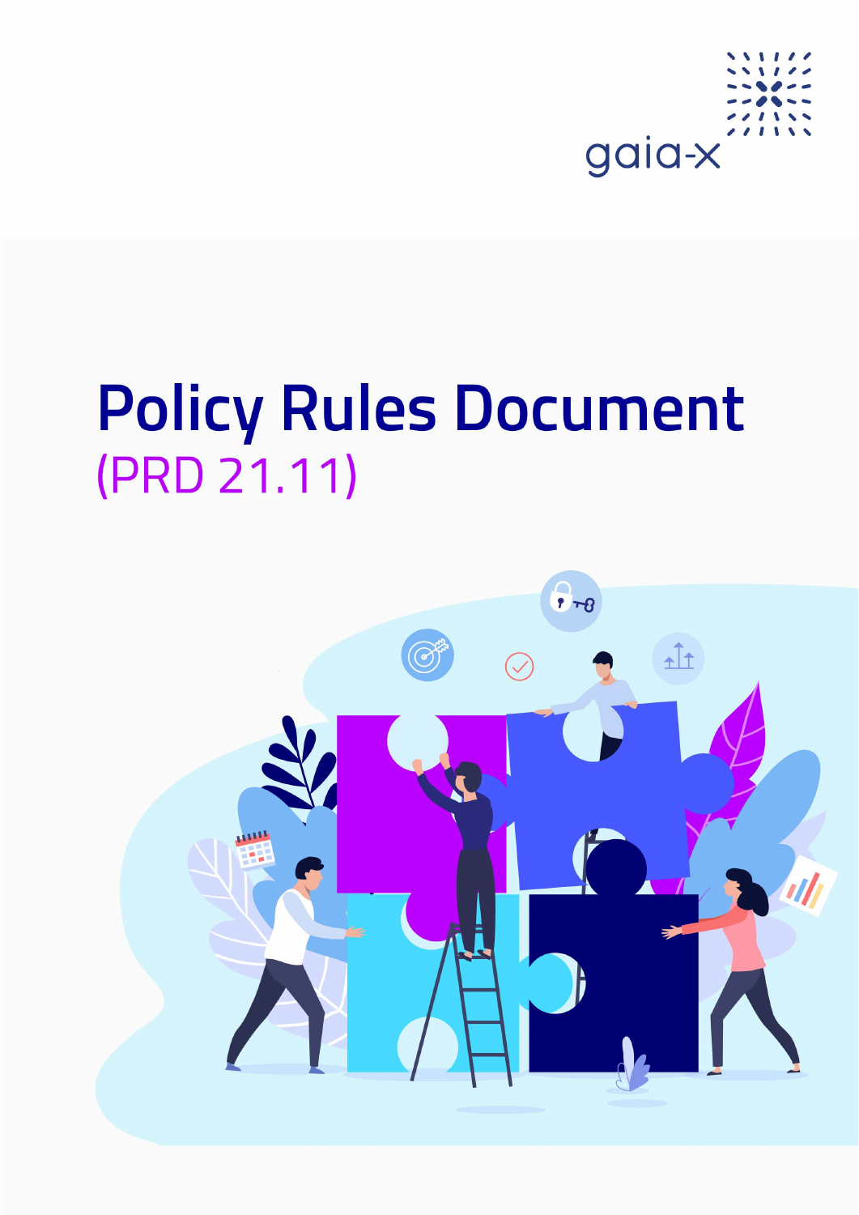gaia-x

# Policy Rules Document

## (PRD 21.11)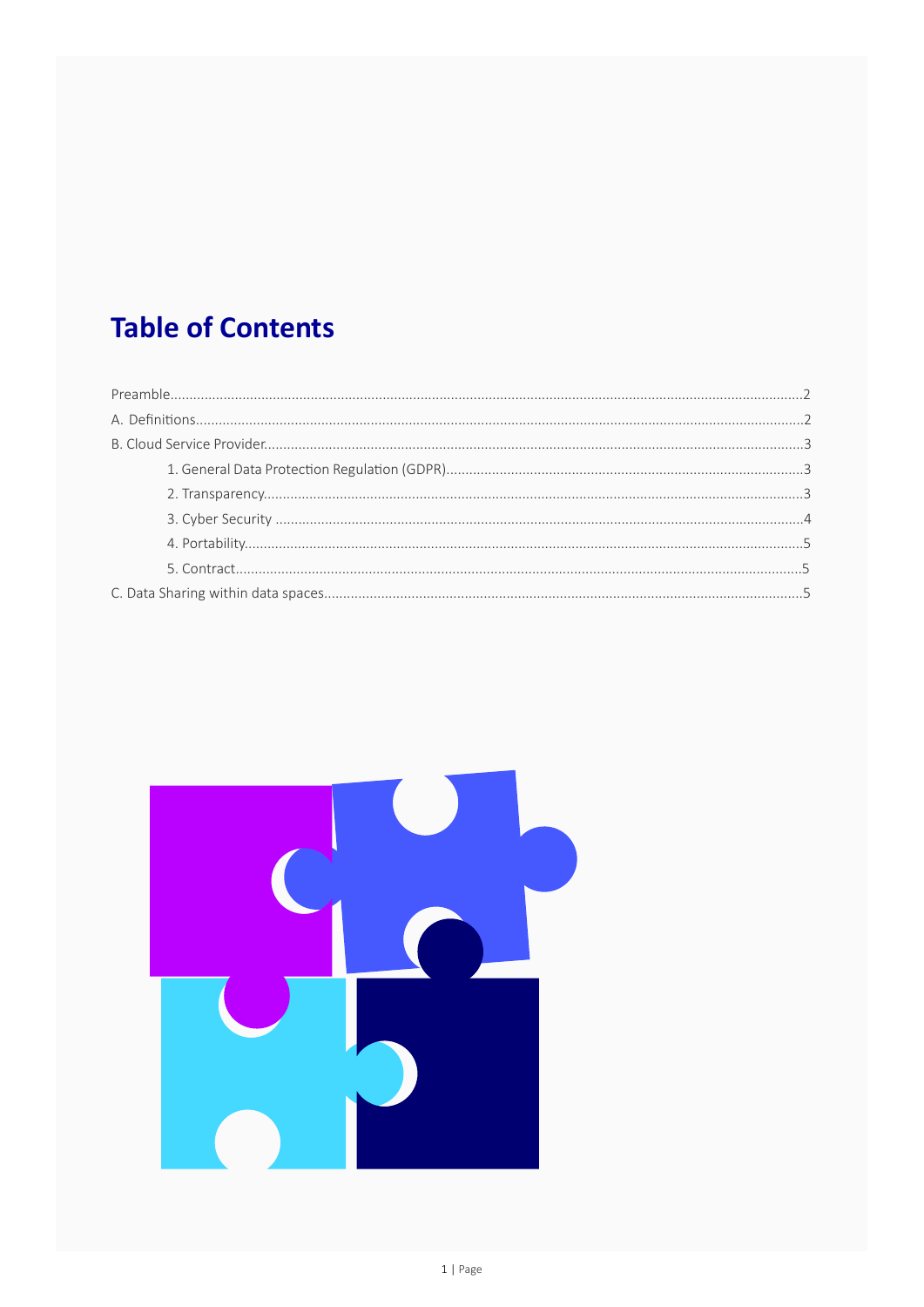# Table of Contents

Preamble.....2

A. Definitions.....2

B. Cloud Service Provider.....3

1. General Data Protection Regulation (GDPR).....3
2. Transparency.....3
3. Cyber Security.....4
4. Portability.....5
5. Contract.....5

C. Data Sharing within data spaces.....5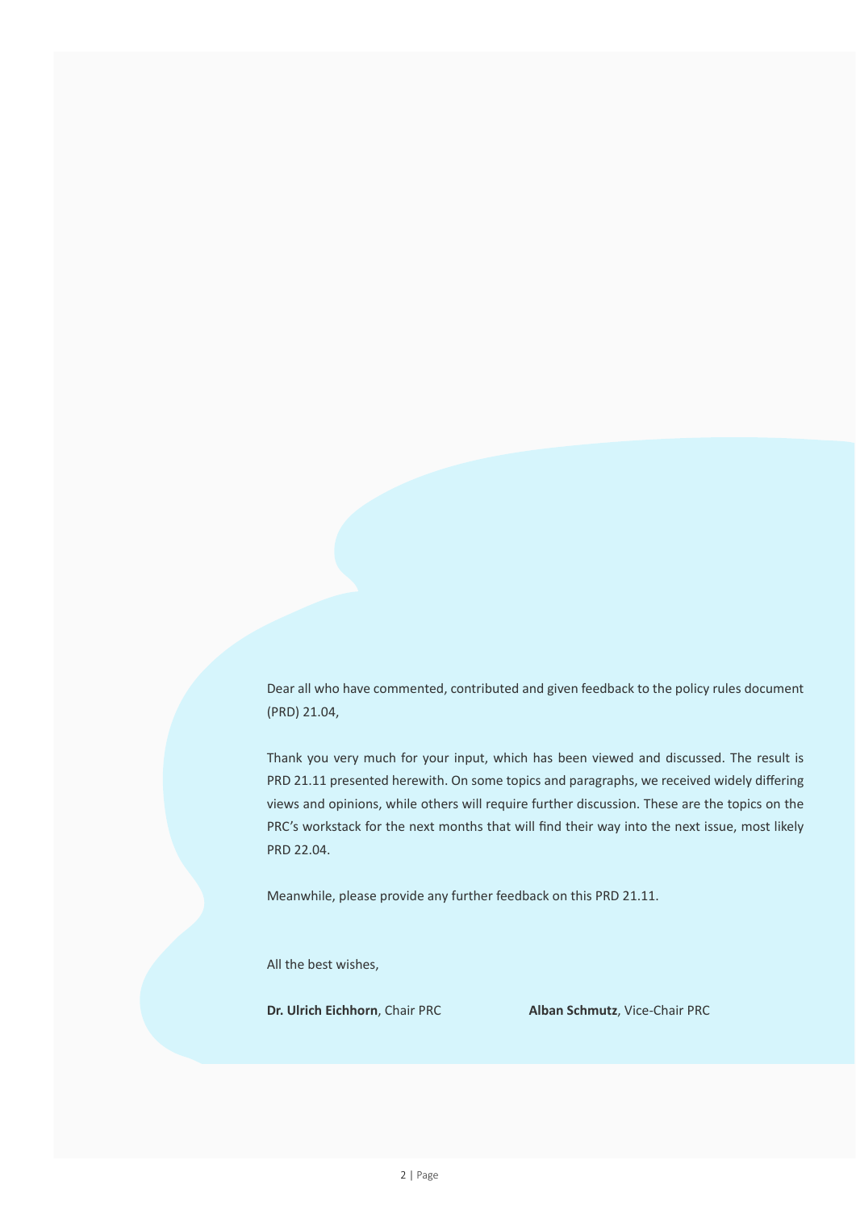Dear all who have commented, contributed and given feedback to the policy rules document (PRD) 21.04,

Thank you very much for your input, which has been viewed and discussed. The result is PRD 21.11 presented herewith. On some topics and paragraphs, we received widely differing views and opinions, while others will require further discussion. These are the topics on the PRC's workstack for the next months that will find their way into the next issue, most likely PRD 22.04.

Meanwhile, please provide any further feedback on this PRD 21.11.

All the best wishes,

**Dr. Ulrich Eichhorn**, Chair PRC

**Alban Schmutz**, Vice-Chair PRC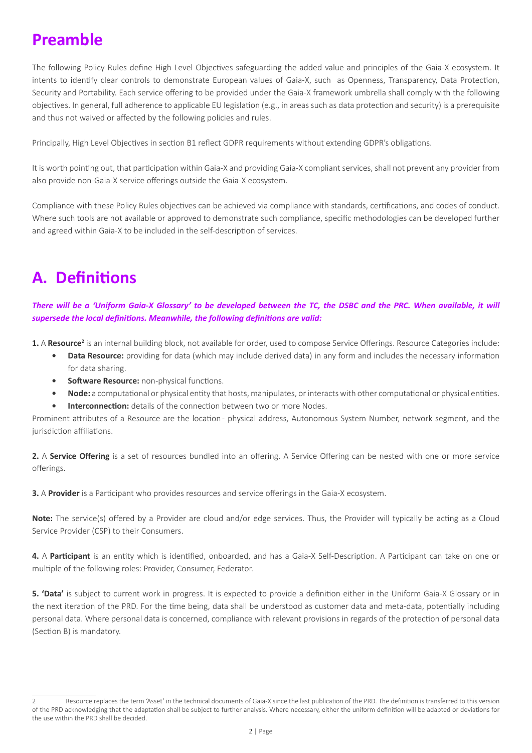# Preamble

The following Policy Rules define High Level Objectives safeguarding the added value and principles of the Gaia-X ecosystem. It intents to identify clear controls to demonstrate European values of Gaia-X, such as Openness, Transparency, Data Protection, Security and Portability. Each service offering to be provided under the Gaia-X framework umbrella shall comply with the following objectives. In general, full adherence to applicable EU legislation (e.g., in areas such as data protection and security) is a prerequisite and thus not waived or affected by the following policies and rules.

Principally, High Level Objectives in section B1 reflect GDPR requirements without extending GDPR's obligations.

It is worth pointing out, that participation within Gaia-X and providing Gaia-X compliant services, shall not prevent any provider from also provide non-Gaia-X service offerings outside the Gaia-X ecosystem.

Compliance with these Policy Rules objectives can be achieved via compliance with standards, certifications, and codes of conduct. Where such tools are not available or approved to demonstrate such compliance, specific methodologies can be developed further and agreed within Gaia-X to be included in the self-description of services.

# A. Definitions

***There will be a 'Uniform Gaia-X Glossary' to be developed between the TC, the DSBC and the PRC. When available, it will supersede the local definitions. Meanwhile, the following definitions are valid:***

**1.** A **Resource**[2] is an internal building block, not available for order, used to compose Service Offerings. Resource Categories include:

- **Data Resource:** providing for data (which may include derived data) in any form and includes the necessary information for data sharing.
- **Software Resource:** non-physical functions.
- **Node:** a computational or physical entity that hosts, manipulates, or interacts with other computational or physical entities.
- **Interconnection:** details of the connection between two or more Nodes.

Prominent attributes of a Resource are the location - physical address, Autonomous System Number, network segment, and the jurisdiction affiliations.

**2.** A **Service Offering** is a set of resources bundled into an offering. A Service Offering can be nested with one or more service offerings.

**3.** A **Provider** is a Participant who provides resources and service offerings in the Gaia-X ecosystem.

**Note:** The service(s) offered by a Provider are cloud and/or edge services. Thus, the Provider will typically be acting as a Cloud Service Provider (CSP) to their Consumers.

**4.** A **Participant** is an entity which is identified, onboarded, and has a Gaia-X Self-Description. A Participant can take on one or multiple of the following roles: Provider, Consumer, Federator.

**5. 'Data'** is subject to current work in progress. It is expected to provide a definition either in the Uniform Gaia-X Glossary or in the next iteration of the PRD. For the time being, data shall be understood as customer data and meta-data, potentially including personal data. Where personal data is concerned, compliance with relevant provisions in regards of the protection of personal data (Section B) is mandatory.

---

[2] Resource replaces the term 'Asset' in the technical documents of Gaia-X since the last publication of the PRD. The definition is transferred to this version of the PRD acknowledging that the adaptation shall be subject to further analysis. Where necessary, either the uniform definition will be adapted or deviations for the use within the PRD shall be decided.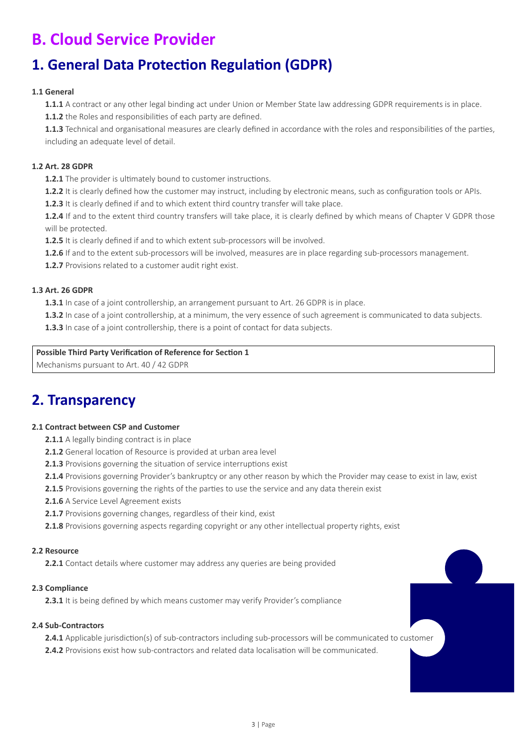# B. Cloud Service Provider

## 1. General Data Protection Regulation (GDPR)

#### 1.1 General

**1.1.1** A contract or any other legal binding act under Union or Member State law addressing GDPR requirements is in place.

**1.1.2** the Roles and responsibilities of each party are defined.

**1.1.3** Technical and organisational measures are clearly defined in accordance with the roles and responsibilities of the parties, including an adequate level of detail.

#### 1.2 Art. 28 GDPR

**1.2.1** The provider is ultimately bound to customer instructions.

**1.2.2** It is clearly defined how the customer may instruct, including by electronic means, such as configuration tools or APIs.

**1.2.3** It is clearly defined if and to which extent third country transfer will take place.

**1.2.4** If and to the extent third country transfers will take place, it is clearly defined by which means of Chapter V GDPR those will be protected.

**1.2.5** It is clearly defined if and to which extent sub-processors will be involved.

**1.2.6** If and to the extent sub-processors will be involved, measures are in place regarding sub-processors management.

**1.2.7** Provisions related to a customer audit right exist.

#### 1.3 Art. 26 GDPR

**1.3.1** In case of a joint controllership, an arrangement pursuant to Art. 26 GDPR is in place.

**1.3.2** In case of a joint controllership, at a minimum, the very essence of such agreement is communicated to data subjects.

**1.3.3** In case of a joint controllership, there is a point of contact for data subjects.

| **Possible Third Party Verification of Reference for Section 1** |
|---|
| Mechanisms pursuant to Art. 40 / 42 GDPR |

## 2. Transparency

#### 2.1 Contract between CSP and Customer

**2.1.1** A legally binding contract is in place

**2.1.2** General location of Resource is provided at urban area level

**2.1.3** Provisions governing the situation of service interruptions exist

**2.1.4** Provisions governing Provider's bankruptcy or any other reason by which the Provider may cease to exist in law, exist

**2.1.5** Provisions governing the rights of the parties to use the service and any data therein exist

**2.1.6** A Service Level Agreement exists

**2.1.7** Provisions governing changes, regardless of their kind, exist

**2.1.8** Provisions governing aspects regarding copyright or any other intellectual property rights, exist

#### 2.2 Resource

**2.2.1** Contact details where customer may address any queries are being provided

#### 2.3 Compliance

**2.3.1** It is being defined by which means customer may verify Provider's compliance

#### 2.4 Sub-Contractors

**2.4.1** Applicable jurisdiction(s) of sub-contractors including sub-processors will be communicated to customer

**2.4.2** Provisions exist how sub-contractors and related data localisation will be communicated.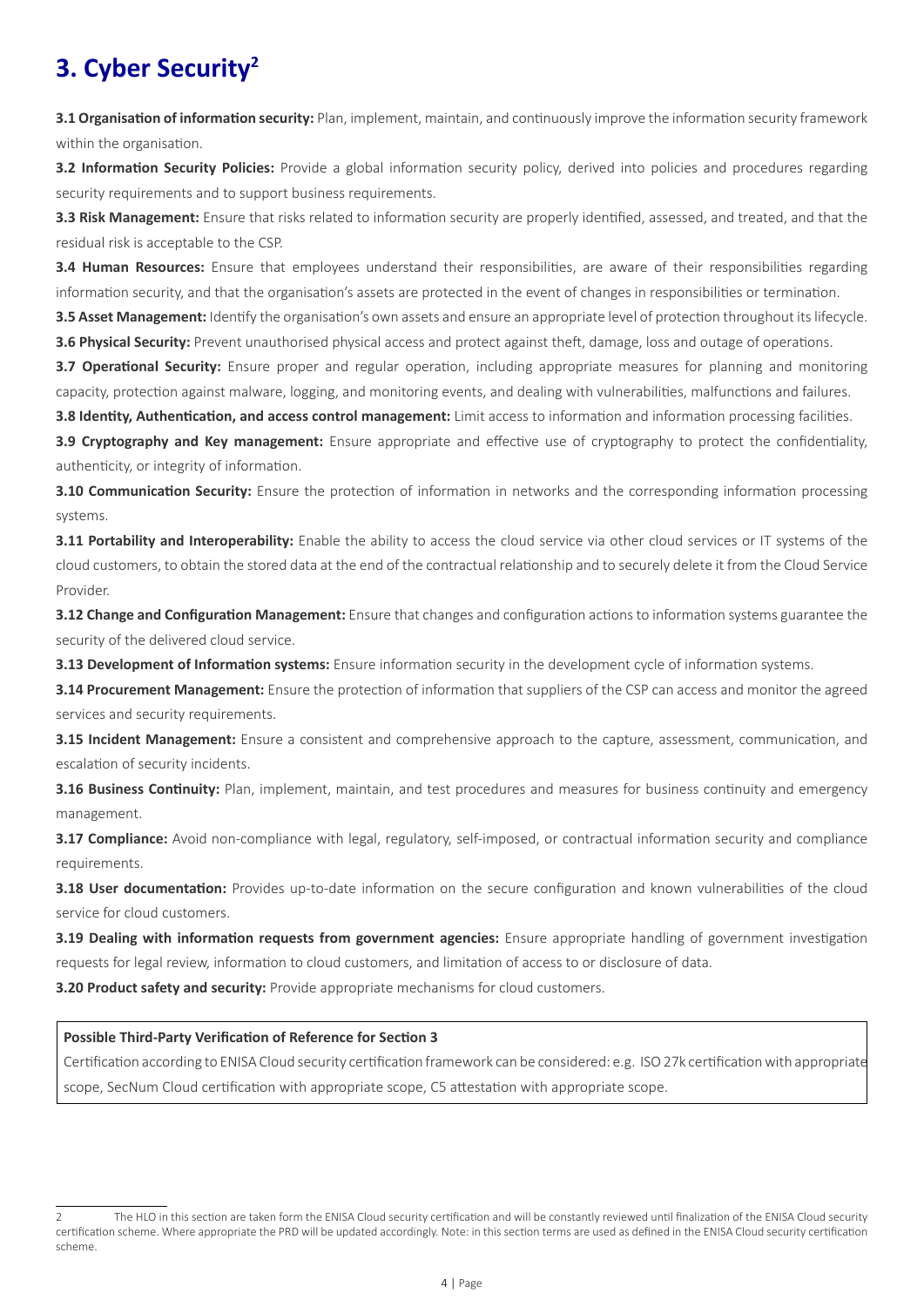# 3. Cyber Security[2]

**3.1 Organisation of information security:** Plan, implement, maintain, and continuously improve the information security framework within the organisation.

**3.2 Information Security Policies:** Provide a global information security policy, derived into policies and procedures regarding security requirements and to support business requirements.

**3.3 Risk Management:** Ensure that risks related to information security are properly identified, assessed, and treated, and that the residual risk is acceptable to the CSP.

**3.4 Human Resources:** Ensure that employees understand their responsibilities, are aware of their responsibilities regarding information security, and that the organisation's assets are protected in the event of changes in responsibilities or termination.

**3.5 Asset Management:** Identify the organisation's own assets and ensure an appropriate level of protection throughout its lifecycle.

**3.6 Physical Security:** Prevent unauthorised physical access and protect against theft, damage, loss and outage of operations.

**3.7 Operational Security:** Ensure proper and regular operation, including appropriate measures for planning and monitoring capacity, protection against malware, logging, and monitoring events, and dealing with vulnerabilities, malfunctions and failures.

**3.8 Identity, Authentication, and access control management:** Limit access to information and information processing facilities.

**3.9 Cryptography and Key management:** Ensure appropriate and effective use of cryptography to protect the confidentiality, authenticity, or integrity of information.

**3.10 Communication Security:** Ensure the protection of information in networks and the corresponding information processing systems.

**3.11 Portability and Interoperability:** Enable the ability to access the cloud service via other cloud services or IT systems of the cloud customers, to obtain the stored data at the end of the contractual relationship and to securely delete it from the Cloud Service Provider.

**3.12 Change and Configuration Management:** Ensure that changes and configuration actions to information systems guarantee the security of the delivered cloud service.

**3.13 Development of Information systems:** Ensure information security in the development cycle of information systems.

**3.14 Procurement Management:** Ensure the protection of information that suppliers of the CSP can access and monitor the agreed services and security requirements.

**3.15 Incident Management:** Ensure a consistent and comprehensive approach to the capture, assessment, communication, and escalation of security incidents.

**3.16 Business Continuity:** Plan, implement, maintain, and test procedures and measures for business continuity and emergency management.

**3.17 Compliance:** Avoid non-compliance with legal, regulatory, self-imposed, or contractual information security and compliance requirements.

**3.18 User documentation:** Provides up-to-date information on the secure configuration and known vulnerabilities of the cloud service for cloud customers.

**3.19 Dealing with information requests from government agencies:** Ensure appropriate handling of government investigation requests for legal review, information to cloud customers, and limitation of access to or disclosure of data.

**3.20 Product safety and security:** Provide appropriate mechanisms for cloud customers.

| **Possible Third-Party Verification of Reference for Section 3** |
| --- |
| Certification according to ENISA Cloud security certification framework can be considered: e.g. ISO 27k certification with appropriate scope, SecNum Cloud certification with appropriate scope, C5 attestation with appropriate scope. |

[2] The HLO in this section are taken form the ENISA Cloud security certification and will be constantly reviewed until finalization of the ENISA Cloud security certification scheme. Where appropriate the PRD will be updated accordingly. Note: in this section terms are used as defined in the ENISA Cloud security certification scheme.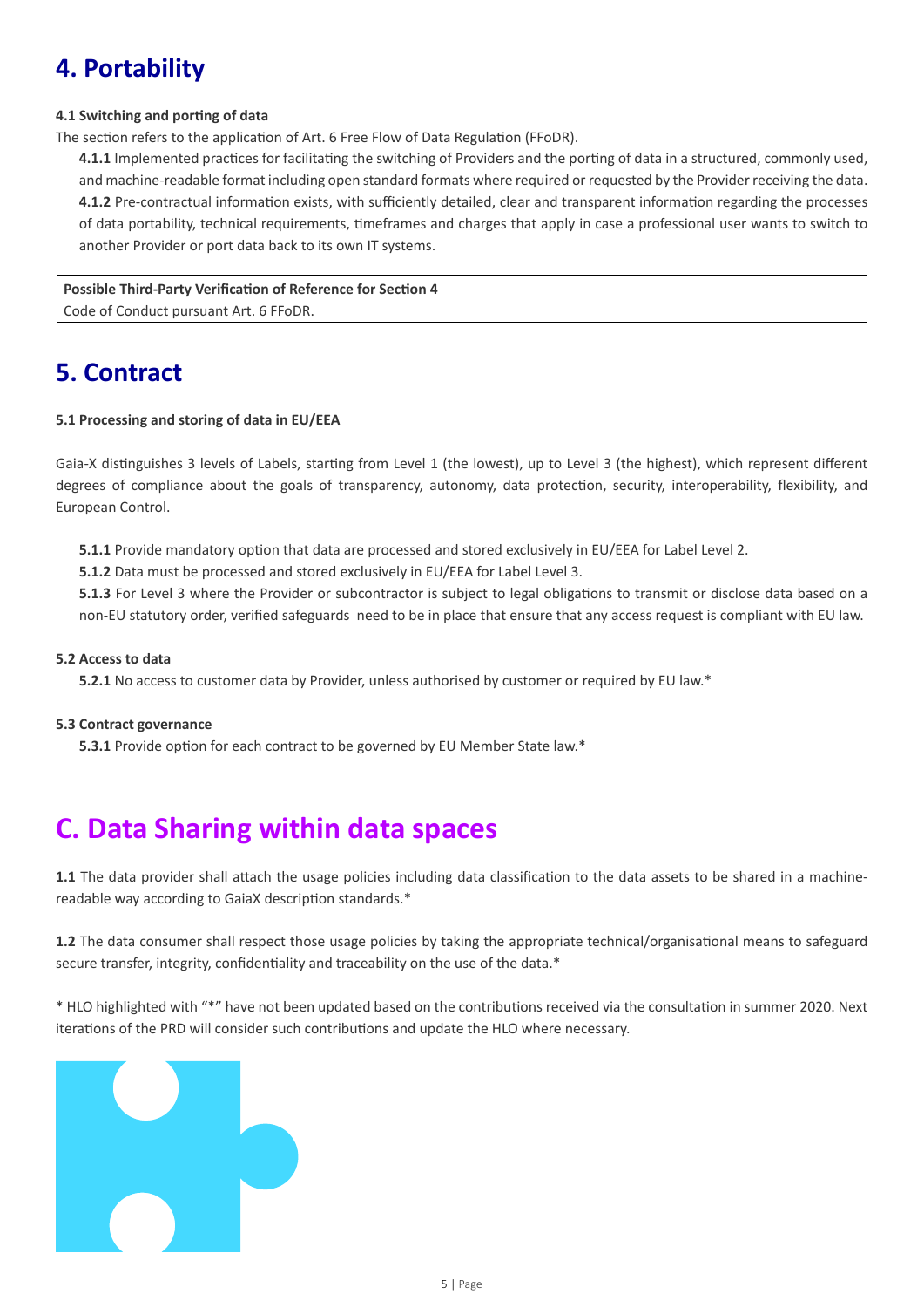## 4. Portability

**4.1 Switching and porting of data**

The section refers to the application of Art. 6 Free Flow of Data Regulation (FFoDR).

**4.1.1** Implemented practices for facilitating the switching of Providers and the porting of data in a structured, commonly used, and machine-readable format including open standard formats where required or requested by the Provider receiving the data.

**4.1.2** Pre-contractual information exists, with sufficiently detailed, clear and transparent information regarding the processes of data portability, technical requirements, timeframes and charges that apply in case a professional user wants to switch to another Provider or port data back to its own IT systems.

| **Possible Third-Party Verification of Reference for Section 4** |
| --- |
| Code of Conduct pursuant Art. 6 FFoDR. |

## 5. Contract

**5.1 Processing and storing of data in EU/EEA**

Gaia-X distinguishes 3 levels of Labels, starting from Level 1 (the lowest), up to Level 3 (the highest), which represent different degrees of compliance about the goals of transparency, autonomy, data protection, security, interoperability, flexibility, and European Control.

**5.1.1** Provide mandatory option that data are processed and stored exclusively in EU/EEA for Label Level 2.

**5.1.2** Data must be processed and stored exclusively in EU/EEA for Label Level 3.

**5.1.3** For Level 3 where the Provider or subcontractor is subject to legal obligations to transmit or disclose data based on a non-EU statutory order, verified safeguards need to be in place that ensure that any access request is compliant with EU law.

**5.2 Access to data**

**5.2.1** No access to customer data by Provider, unless authorised by customer or required by EU law.*

**5.3 Contract governance**

**5.3.1** Provide option for each contract to be governed by EU Member State law.*

# C. Data Sharing within data spaces

**1.1** The data provider shall attach the usage policies including data classification to the data assets to be shared in a machine-readable way according to GaiaX description standards.*

**1.2** The data consumer shall respect those usage policies by taking the appropriate technical/organisational means to safeguard secure transfer, integrity, confidentiality and traceability on the use of the data.*

* HLO highlighted with "*" have not been updated based on the contributions received via the consultation in summer 2020. Next iterations of the PRD will consider such contributions and update the HLO where necessary.